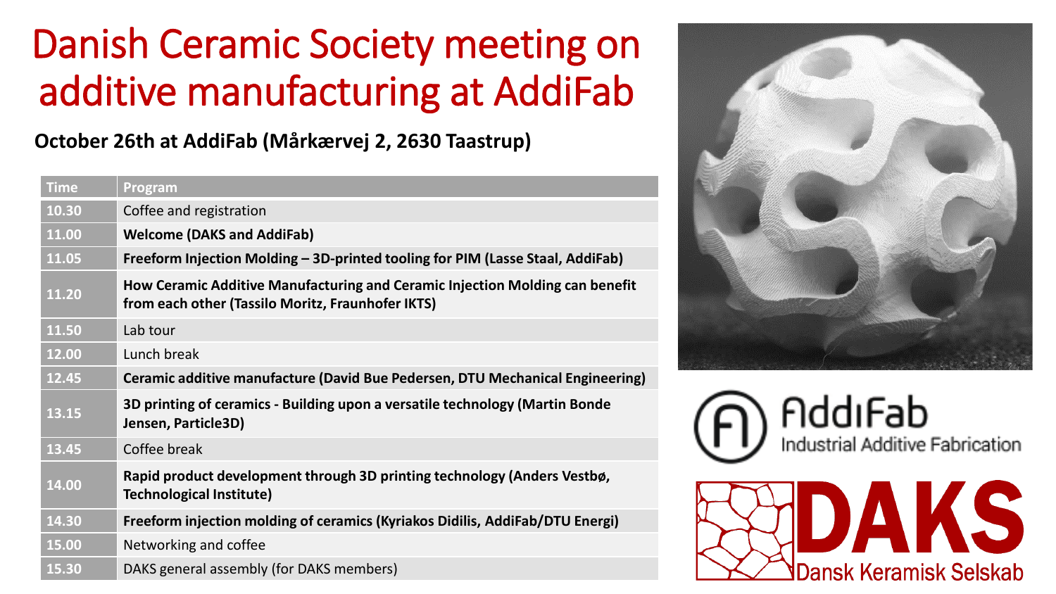# Danish Ceramic Society meeting on additive manufacturing at AddiFab

**October 26th at AddiFab (Mårkærvej 2, 2630 Taastrup)**

| Time | Program |
| --- | --- |
| 10.30 | Coffee and registration |
| 11.00 | **Welcome (DAKS and AddiFab)** |
| 11.05 | **Freeform Injection Molding – 3D-printed tooling for PIM (Lasse Staal, AddiFab)** |
| 11.20 | **How Ceramic Additive Manufacturing and Ceramic Injection Molding can benefit from each other (Tassilo Moritz, Fraunhofer IKTS)** |
| 11.50 | Lab tour |
| 12.00 | Lunch break |
| 12.45 | **Ceramic additive manufacture (David Bue Pedersen, DTU Mechanical Engineering)** |
| 13.15 | **3D printing of ceramics - Building upon a versatile technology (Martin Bonde Jensen, Particle3D)** |
| 13.45 | Coffee break |
| 14.00 | **Rapid product development through 3D printing technology (Anders Vestbø, Technological Institute)** |
| 14.30 | **Freeform injection molding of ceramics (Kyriakos Didilis, AddiFab/DTU Energi)** |
| 15.00 | Networking and coffee |
| 15.30 | DAKS general assembly (for DAKS members) |

AddiFab
Industrial Additive Fabrication

DAKS
Dansk Keramisk Selskab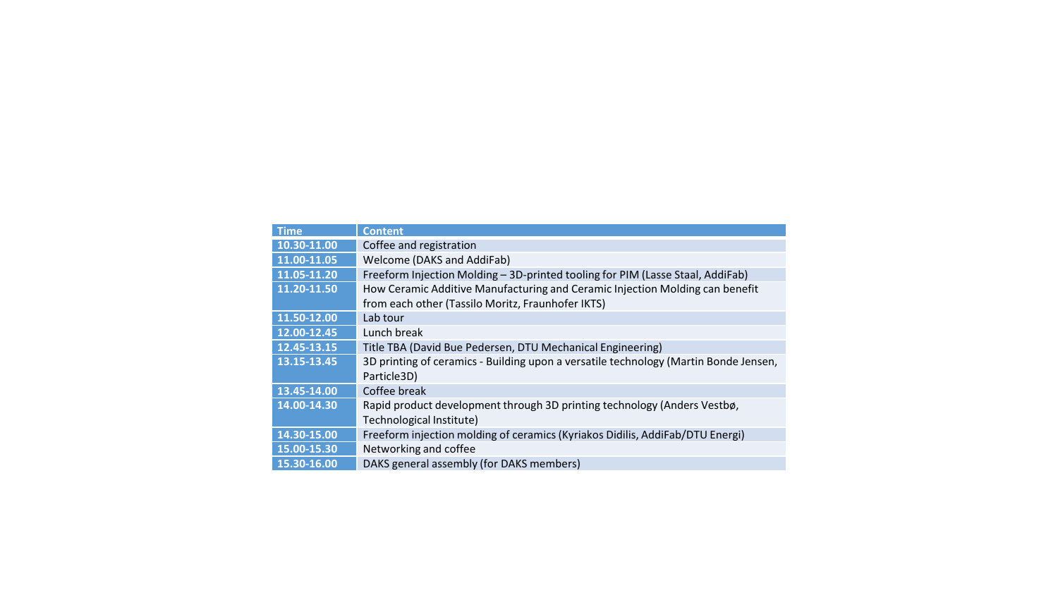| Time | Content |
|---|---|
| 10.30-11.00 | Coffee and registration |
| 11.00-11.05 | Welcome (DAKS and AddiFab) |
| 11.05-11.20 | Freeform Injection Molding – 3D-printed tooling for PIM (Lasse Staal, AddiFab) |
| 11.20-11.50 | How Ceramic Additive Manufacturing and Ceramic Injection Molding can benefit from each other (Tassilo Moritz, Fraunhofer IKTS) |
| 11.50-12.00 | Lab tour |
| 12.00-12.45 | Lunch break |
| 12.45-13.15 | Title TBA (David Bue Pedersen, DTU Mechanical Engineering) |
| 13.15-13.45 | 3D printing of ceramics - Building upon a versatile technology (Martin Bonde Jensen, Particle3D) |
| 13.45-14.00 | Coffee break |
| 14.00-14.30 | Rapid product development through 3D printing technology (Anders Vestbø, Technological Institute) |
| 14.30-15.00 | Freeform injection molding of ceramics (Kyriakos Didilis, AddiFab/DTU Energi) |
| 15.00-15.30 | Networking and coffee |
| 15.30-16.00 | DAKS general assembly (for DAKS members) |